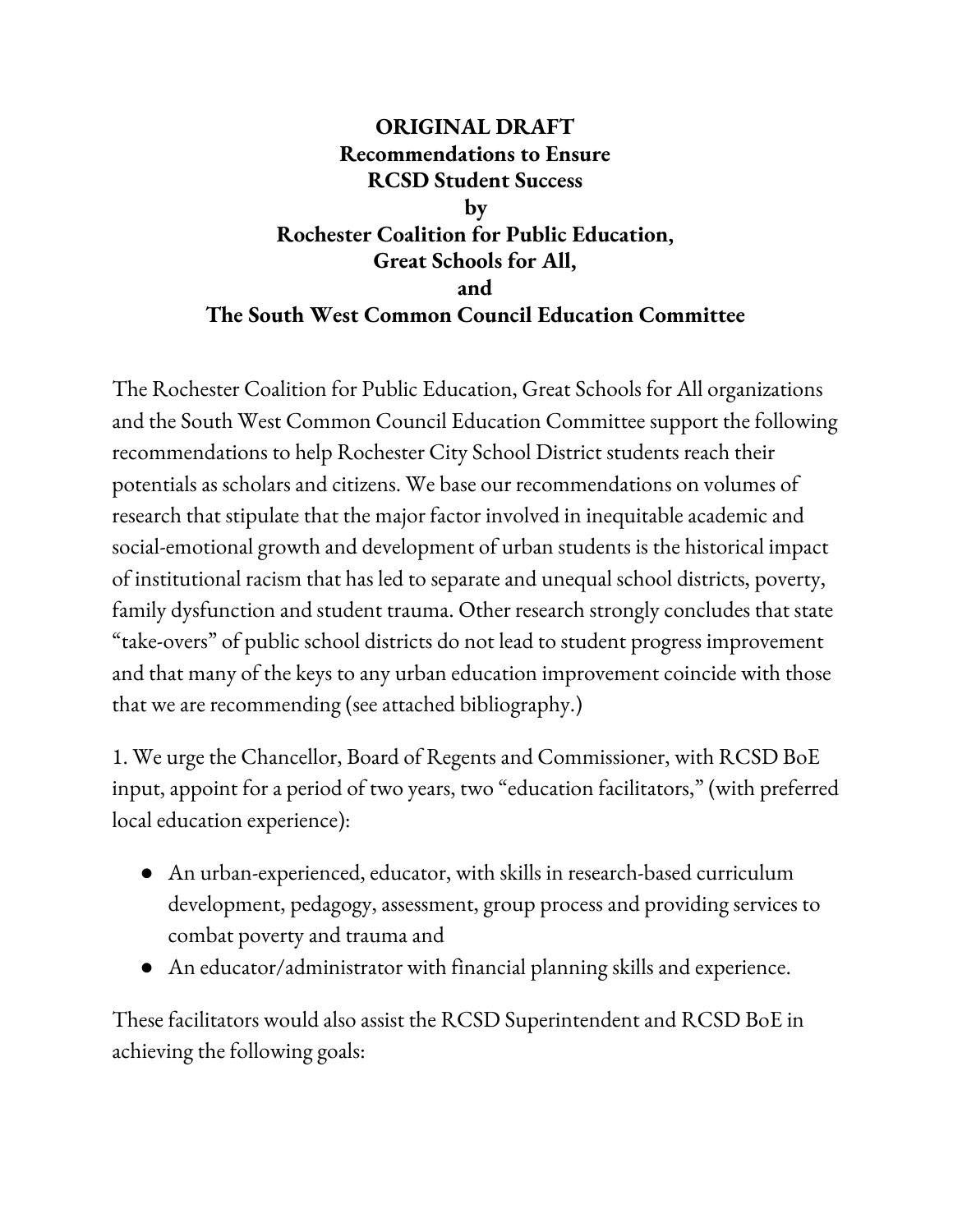# ORIGINAL DRAFT
# Recommendations to Ensure RCSD Student Success
## by
## Rochester Coalition for Public Education, Great Schools for All, and The South West Common Council Education Committee

The Rochester Coalition for Public Education, Great Schools for All organizations and the South West Common Council Education Committee support the following recommendations to help Rochester City School District students reach their potentials as scholars and citizens. We base our recommendations on volumes of research that stipulate that the major factor involved in inequitable academic and social-emotional growth and development of urban students is the historical impact of institutional racism that has led to separate and unequal school districts, poverty, family dysfunction and student trauma. Other research strongly concludes that state "take-overs" of public school districts do not lead to student progress improvement and that many of the keys to any urban education improvement coincide with those that we are recommending (see attached bibliography.)

1. We urge the Chancellor, Board of Regents and Commissioner, with RCSD BoE input, appoint for a period of two years, two "education facilitators," (with preferred local education experience):

- An urban-experienced, educator, with skills in research-based curriculum development, pedagogy, assessment, group process and providing services to combat poverty and trauma and
- An educator/administrator with financial planning skills and experience.

These facilitators would also assist the RCSD Superintendent and RCSD BoE in achieving the following goals: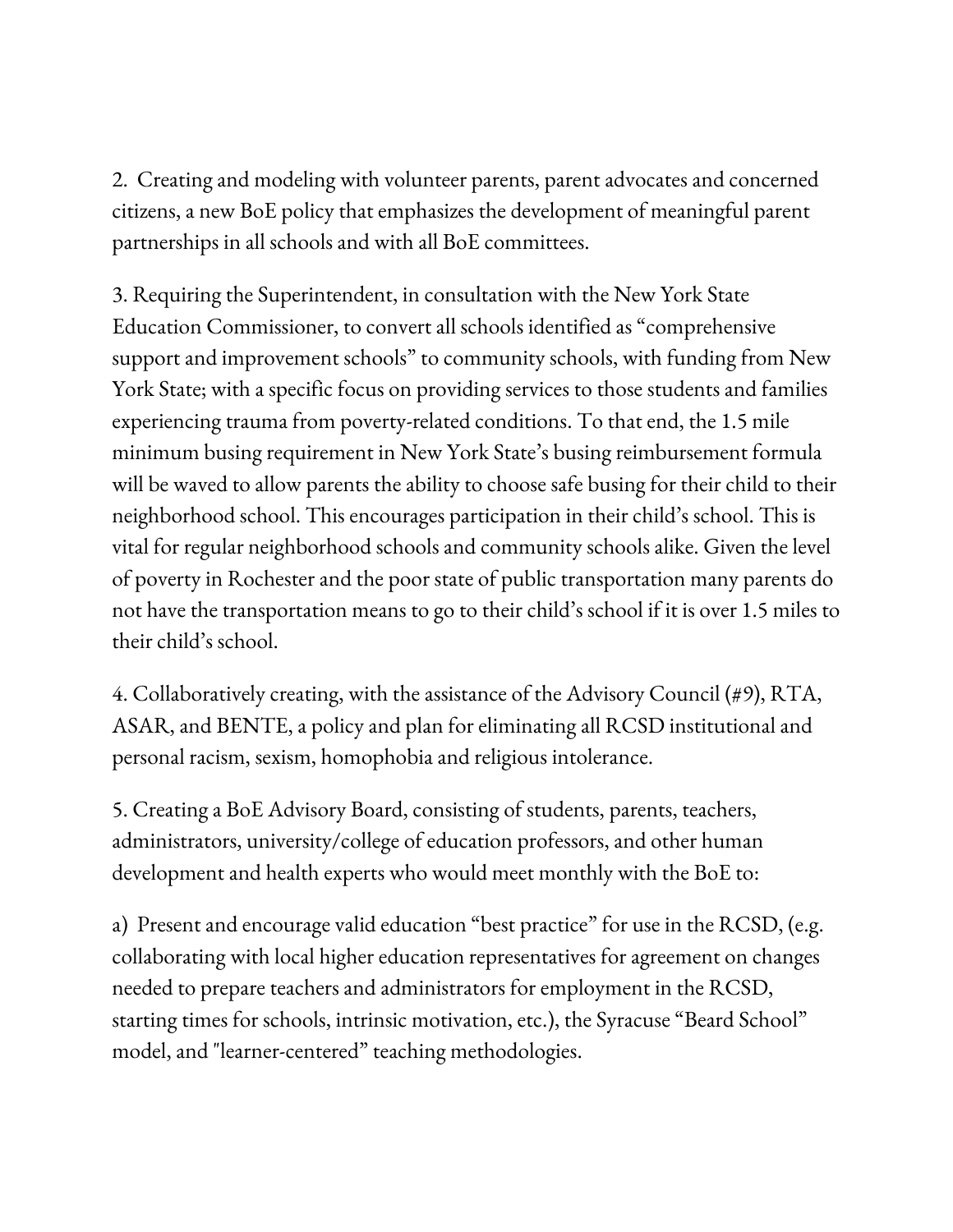2. Creating and modeling with volunteer parents, parent advocates and concerned citizens, a new BoE policy that emphasizes the development of meaningful parent partnerships in all schools and with all BoE committees.

3. Requiring the Superintendent, in consultation with the New York State Education Commissioner, to convert all schools identified as "comprehensive support and improvement schools" to community schools, with funding from New York State; with a specific focus on providing services to those students and families experiencing trauma from poverty-related conditions. To that end, the 1.5 mile minimum busing requirement in New York State's busing reimbursement formula will be waved to allow parents the ability to choose safe busing for their child to their neighborhood school. This encourages participation in their child's school. This is vital for regular neighborhood schools and community schools alike. Given the level of poverty in Rochester and the poor state of public transportation many parents do not have the transportation means to go to their child's school if it is over 1.5 miles to their child's school.

4. Collaboratively creating, with the assistance of the Advisory Council (#9), RTA, ASAR, and BENTE, a policy and plan for eliminating all RCSD institutional and personal racism, sexism, homophobia and religious intolerance.

5. Creating a BoE Advisory Board, consisting of students, parents, teachers, administrators, university/college of education professors, and other human development and health experts who would meet monthly with the BoE to:

a) Present and encourage valid education "best practice" for use in the RCSD, (e.g. collaborating with local higher education representatives for agreement on changes needed to prepare teachers and administrators for employment in the RCSD, starting times for schools, intrinsic motivation, etc.), the Syracuse "Beard School" model, and "learner-centered" teaching methodologies.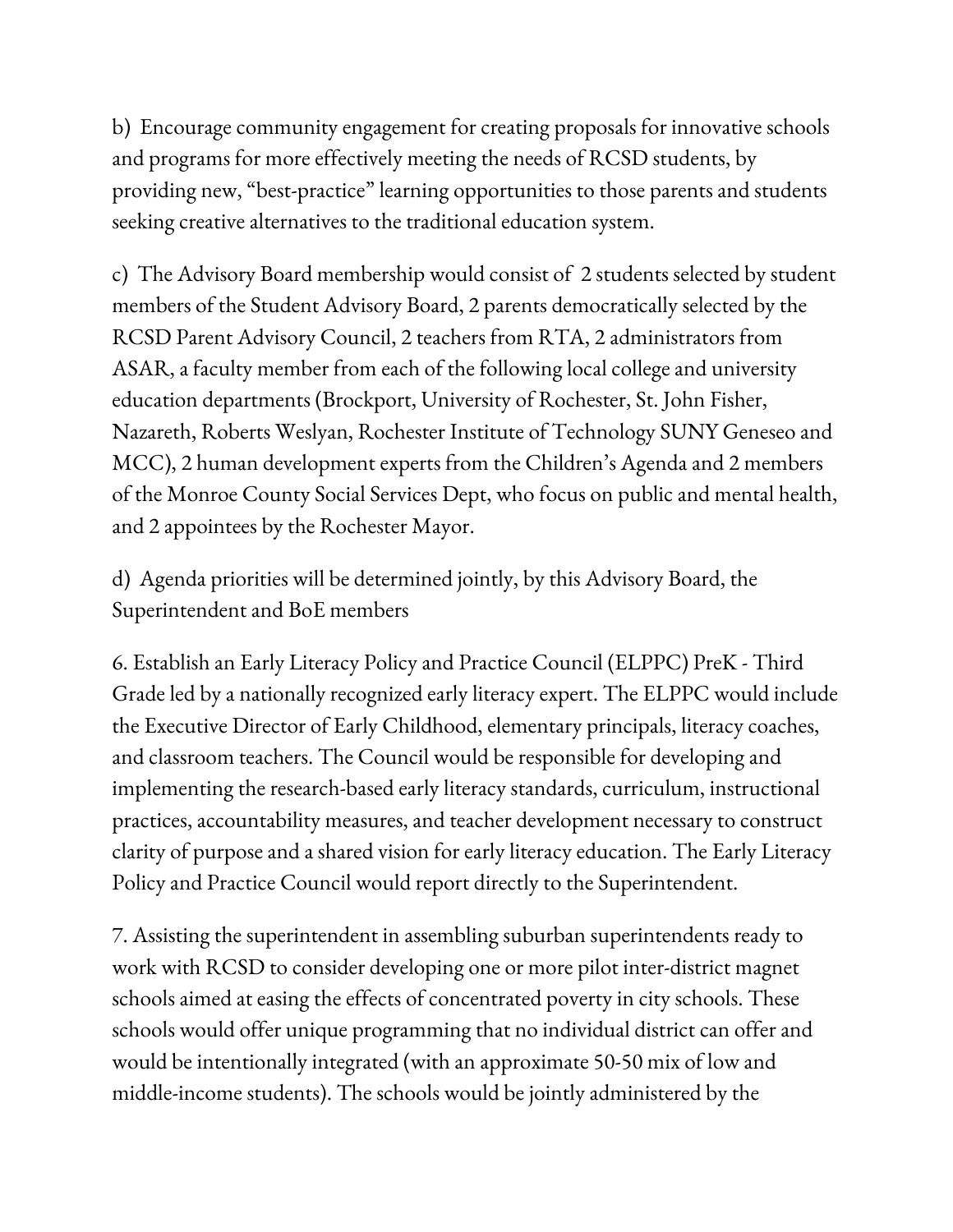b)  Encourage community engagement for creating proposals for innovative schools and programs for more effectively meeting the needs of RCSD students, by providing new, "best-practice" learning opportunities to those parents and students seeking creative alternatives to the traditional education system.

c)  The Advisory Board membership would consist of  2 students selected by student members of the Student Advisory Board, 2 parents democratically selected by the RCSD Parent Advisory Council, 2 teachers from RTA, 2 administrators from ASAR, a faculty member from each of the following local college and university education departments (Brockport, University of Rochester, St. John Fisher, Nazareth, Roberts Weslyan, Rochester Institute of Technology SUNY Geneseo and MCC), 2 human development experts from the Children's Agenda and 2 members of the Monroe County Social Services Dept, who focus on public and mental health, and 2 appointees by the Rochester Mayor.

d)  Agenda priorities will be determined jointly, by this Advisory Board, the Superintendent and BoE members

6. Establish an Early Literacy Policy and Practice Council (ELPPC) PreK - Third Grade led by a nationally recognized early literacy expert. The ELPPC would include the Executive Director of Early Childhood, elementary principals, literacy coaches, and classroom teachers. The Council would be responsible for developing and implementing the research-based early literacy standards, curriculum, instructional practices, accountability measures, and teacher development necessary to construct clarity of purpose and a shared vision for early literacy education. The Early Literacy Policy and Practice Council would report directly to the Superintendent.

7. Assisting the superintendent in assembling suburban superintendents ready to work with RCSD to consider developing one or more pilot inter-district magnet schools aimed at easing the effects of concentrated poverty in city schools. These schools would offer unique programming that no individual district can offer and would be intentionally integrated (with an approximate 50-50 mix of low and middle-income students). The schools would be jointly administered by the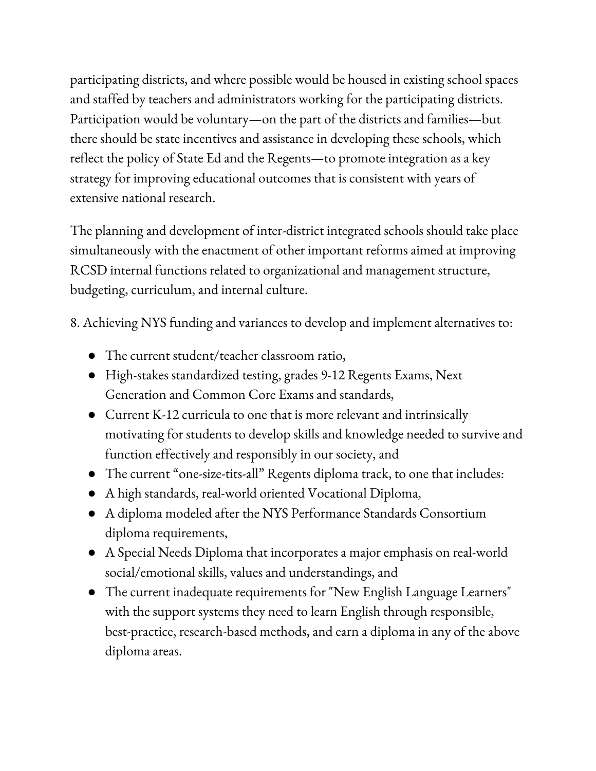participating districts, and where possible would be housed in existing school spaces and staffed by teachers and administrators working for the participating districts. Participation would be voluntary—on the part of the districts and families—but there should be state incentives and assistance in developing these schools, which reflect the policy of State Ed and the Regents—to promote integration as a key strategy for improving educational outcomes that is consistent with years of extensive national research.

The planning and development of inter-district integrated schools should take place simultaneously with the enactment of other important reforms aimed at improving RCSD internal functions related to organizational and management structure, budgeting, curriculum, and internal culture.

8. Achieving NYS funding and variances to develop and implement alternatives to:

- The current student/teacher classroom ratio,
- High-stakes standardized testing, grades 9-12 Regents Exams, Next Generation and Common Core Exams and standards,
- Current K-12 curricula to one that is more relevant and intrinsically motivating for students to develop skills and knowledge needed to survive and function effectively and responsibly in our society, and
- The current "one-size-tits-all" Regents diploma track, to one that includes:
- A high standards, real-world oriented Vocational Diploma,
- A diploma modeled after the NYS Performance Standards Consortium diploma requirements,
- A Special Needs Diploma that incorporates a major emphasis on real-world social/emotional skills, values and understandings, and
- The current inadequate requirements for "New English Language Learners" with the support systems they need to learn English through responsible, best-practice, research-based methods, and earn a diploma in any of the above diploma areas.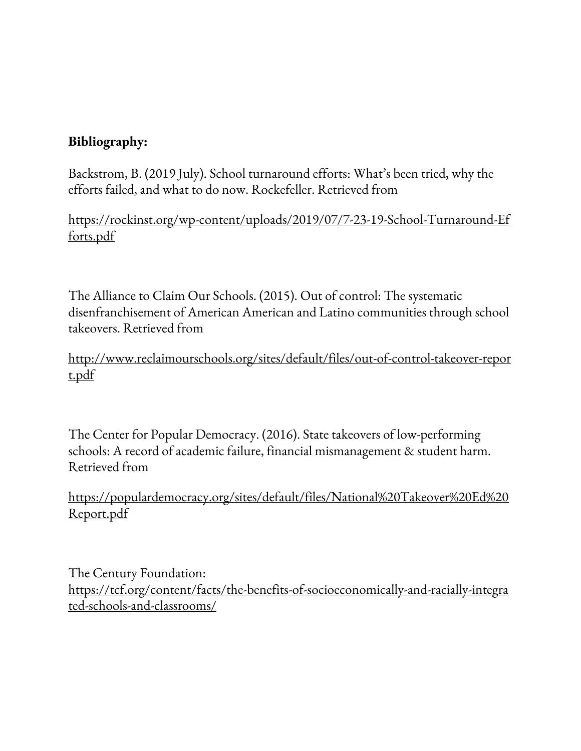**Bibliography:**

Backstrom, B. (2019 July). School turnaround efforts: What's been tried, why the efforts failed, and what to do now. Rockefeller. Retrieved from

https://rockinst.org/wp-content/uploads/2019/07/7-23-19-School-Turnaround-Efforts.pdf

The Alliance to Claim Our Schools. (2015). Out of control: The systematic disenfranchisement of American American and Latino communities through school takeovers. Retrieved from

http://www.reclaimourschools.org/sites/default/files/out-of-control-takeover-report.pdf

The Center for Popular Democracy. (2016). State takeovers of low-performing schools: A record of academic failure, financial mismanagement & student harm. Retrieved from

https://populardemocracy.org/sites/default/files/National%20Takeover%20Ed%20Report.pdf

The Century Foundation: https://tcf.org/content/facts/the-benefits-of-socioeconomically-and-racially-integrated-schools-and-classrooms/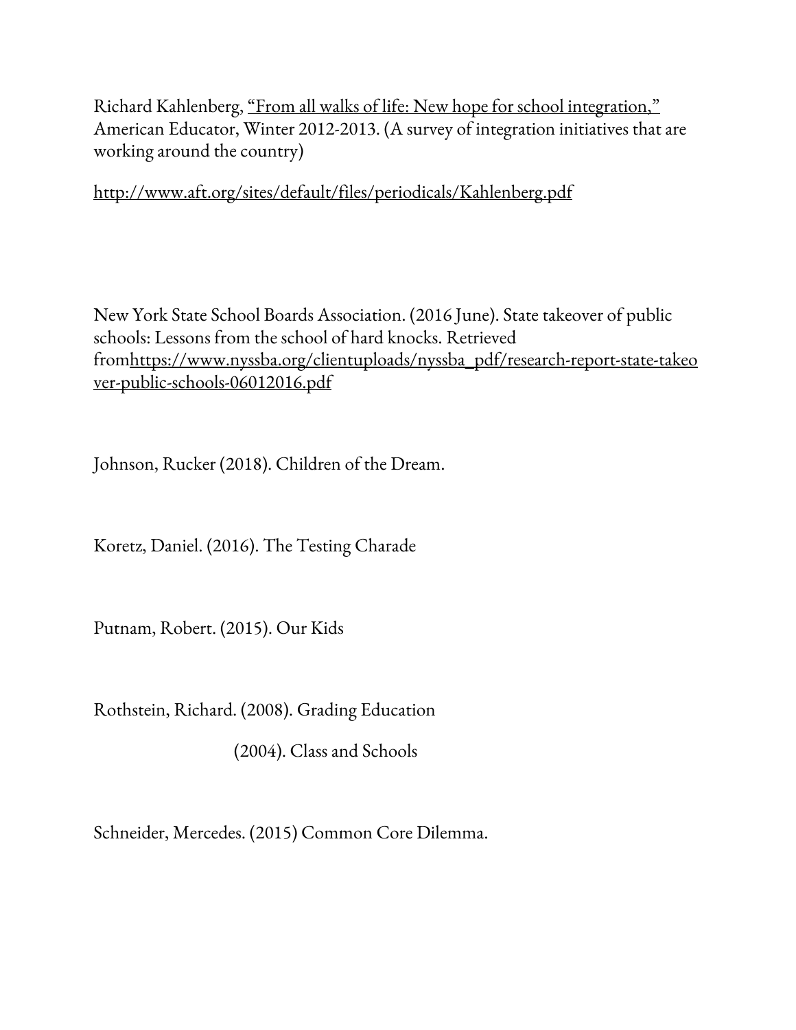Richard Kahlenberg, "From all walks of life: New hope for school integration," American Educator, Winter 2012-2013. (A survey of integration initiatives that are working around the country)

http://www.aft.org/sites/default/files/periodicals/Kahlenberg.pdf

New York State School Boards Association. (2016 June). State takeover of public schools: Lessons from the school of hard knocks. Retrieved fromhttps://www.nyssba.org/clientuploads/nyssba_pdf/research-report-state-takeover-public-schools-06012016.pdf

Johnson, Rucker (2018). Children of the Dream.

Koretz, Daniel. (2016). The Testing Charade

Putnam, Robert. (2015). Our Kids

Rothstein, Richard. (2008). Grading Education

(2004). Class and Schools

Schneider, Mercedes. (2015) Common Core Dilemma.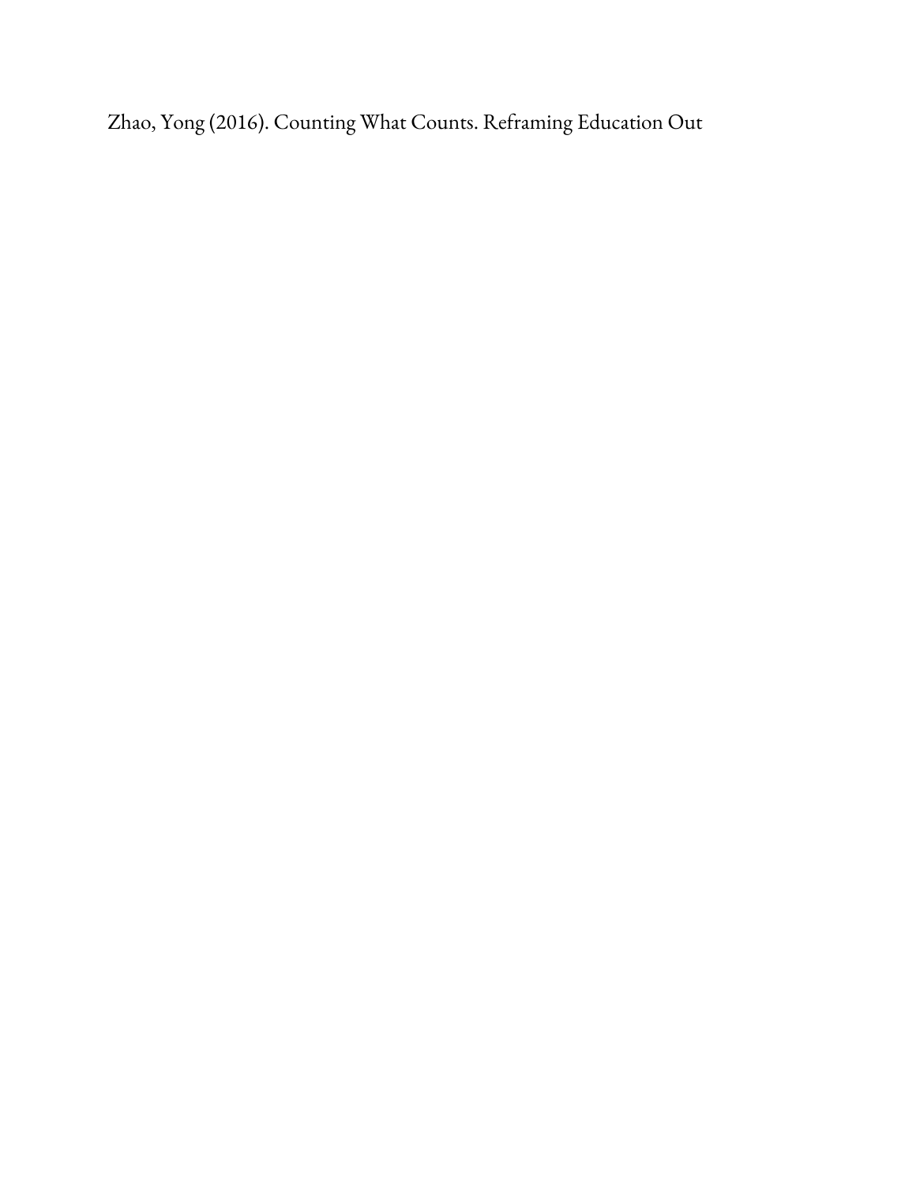Zhao, Yong (2016). Counting What Counts. Reframing Education Out